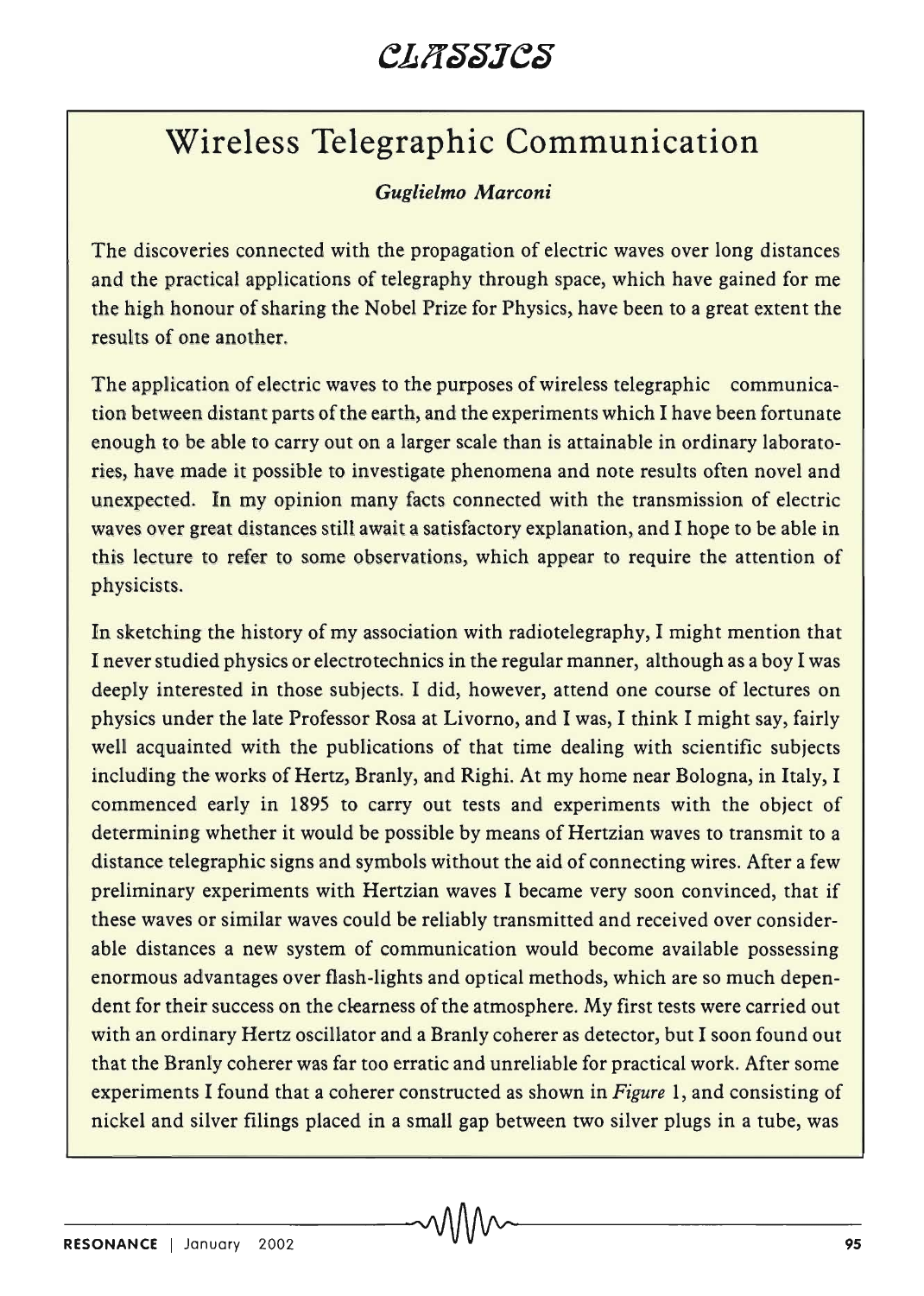# Wireless Telegraphic Communication

*Guglielmo Marconi*

The discoveries connected with the propagation of electric waves over long distances and the practical applications of telegraphy through space, which have gained for me the high honour of sharing the Nobel Prize for Physics, have been to a great extent the results of one another.

The application of electric waves to the purposes of wireless telegraphic communication between distant parts of the earth, and the experiments which I have been fortunate enough to be able to carry out on a larger scale than is attainable in ordinary laboratories, have made it possible to investigate phenomena and note results often novel and unexpected. In my opinion many facts connected with the transmission of electric waves over great distances still await a satisfactory explanation, and I hope to be able in this lecture to refer to some observations, which appear to require the attention of physicists.

In sketching the history of my association with radiotelegraphy, I might mention that I never studied physics or electrotechnics in the regular manner, although as a boy I was deeply interested in those subjects. I did, however, attend one course of lectures on physics under the late Professor Rosa at Livorno, and I was, I think I might say, fairly well acquainted with the publications of that time dealing with scientific subjects including the works of Hertz, Branly, and Righi. At my home near Bologna, in Italy, I commenced early in 1895 to carry out tests and experiments with the object of determining whether it would be possible by means of Hertzian waves to transmit to a distance telegraphic signs and symbols without the aid of connecting wires. After a few preliminary experiments with Hertzian waves I became very soon convinced, that if these waves or similar waves could be reliably transmitted and received over considerable distances a new system of communication would become available possessing enormous advantages over flash-lights and optical methods, which are so much dependent for their success on the clearness of the atmosphere. My first tests were carried out with an ordinary Hertz oscillator and a Branly coherer as detector, but I soon found out that the Branly coherer was far too erratic and unreliable for practical work. After some experiments I found that a coherer constructed as shown in *Figure* 1, and consisting of nickel and silver filings placed in a small gap between two silver plugs in a tube, was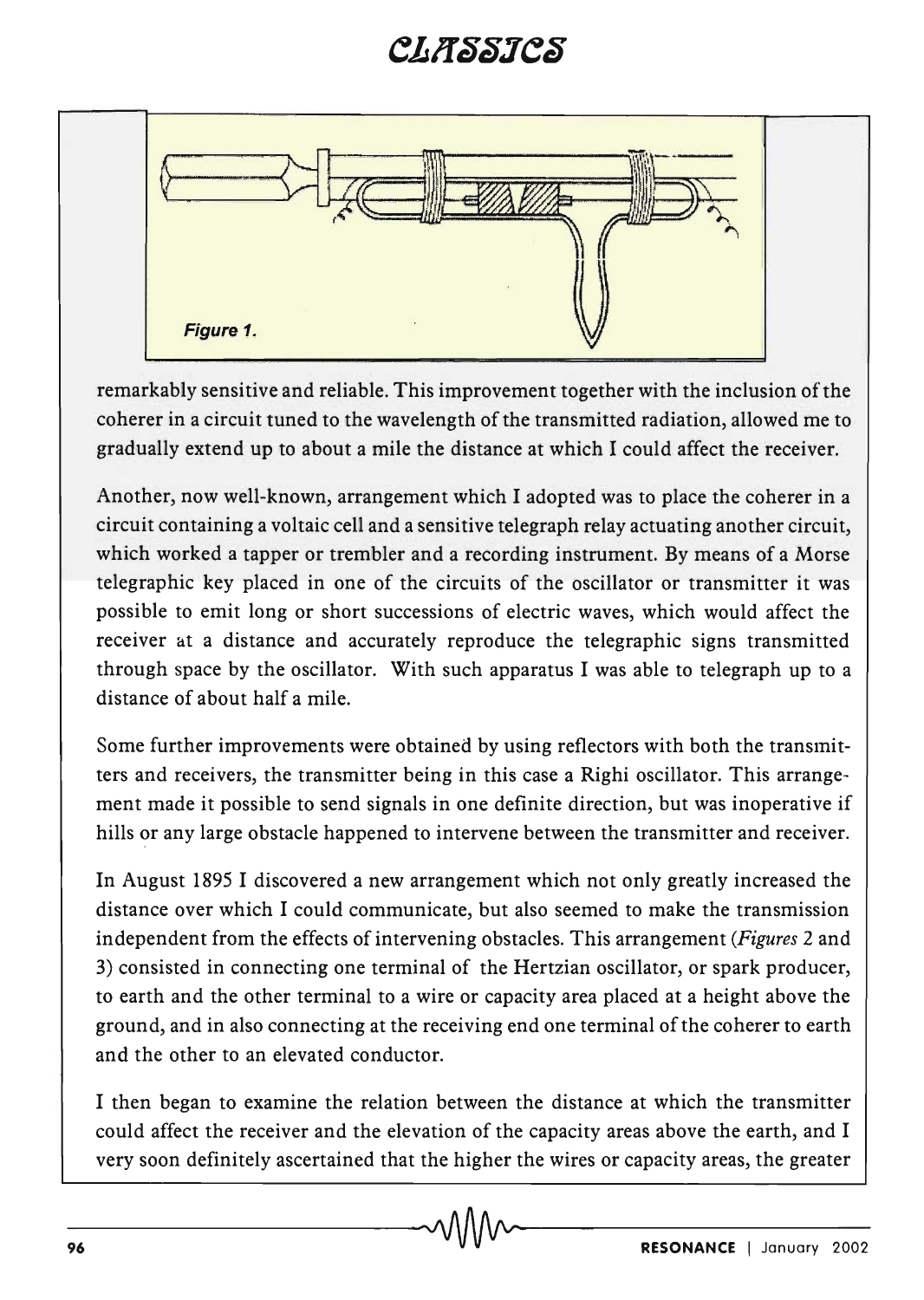Figure 1.

remarkably sensitive and reliable. This improvement together with the inclusion of the coherer in a circuit tuned to the wavelength of the transmitted radiation, allowed me to gradually extend up to about a mile the distance at which I could affect the receiver.

Another, now well-known, arrangement which I adopted was to place the coherer in a circuit containing a voltaic cell and a sensitive telegraph relay actuating another circuit, which worked a tapper or trembler and a recording instrument. By means of a Morse telegraphic key placed in one of the circuits of the oscillator or transmitter it was possible to emit long or short successions of electric waves, which would affect the receiver at a distance and accurately reproduce the telegraphic signs transmitted through space by the oscillator. With such apparatus I was able to telegraph up to a distance of about half a mile.

Some further improvements were obtained by using reflectors with both the transmitters and receivers, the transmitter being in this case a Righi oscillator. This arrangement made it possible to send signals in one definite direction, but was inoperative if hills or any large obstacle happened to intervene between the transmitter and receiver.

In August 1895 I discovered a new arrangement which not only greatly increased the distance over which I could communicate, but also seemed to make the transmission independent from the effects of intervening obstacles. This arrangement (*Figures* 2 and 3) consisted in connecting one terminal of the Hertzian oscillator, or spark producer, to earth and the other terminal to a wire or capacity area placed at a height above the ground, and in also connecting at the receiving end one terminal of the coherer to earth and the other to an elevated conductor.

I then began to examine the relation between the distance at which the transmitter could affect the receiver and the elevation of the capacity areas above the earth, and I very soon definitely ascertained that the higher the wires or capacity areas, the greater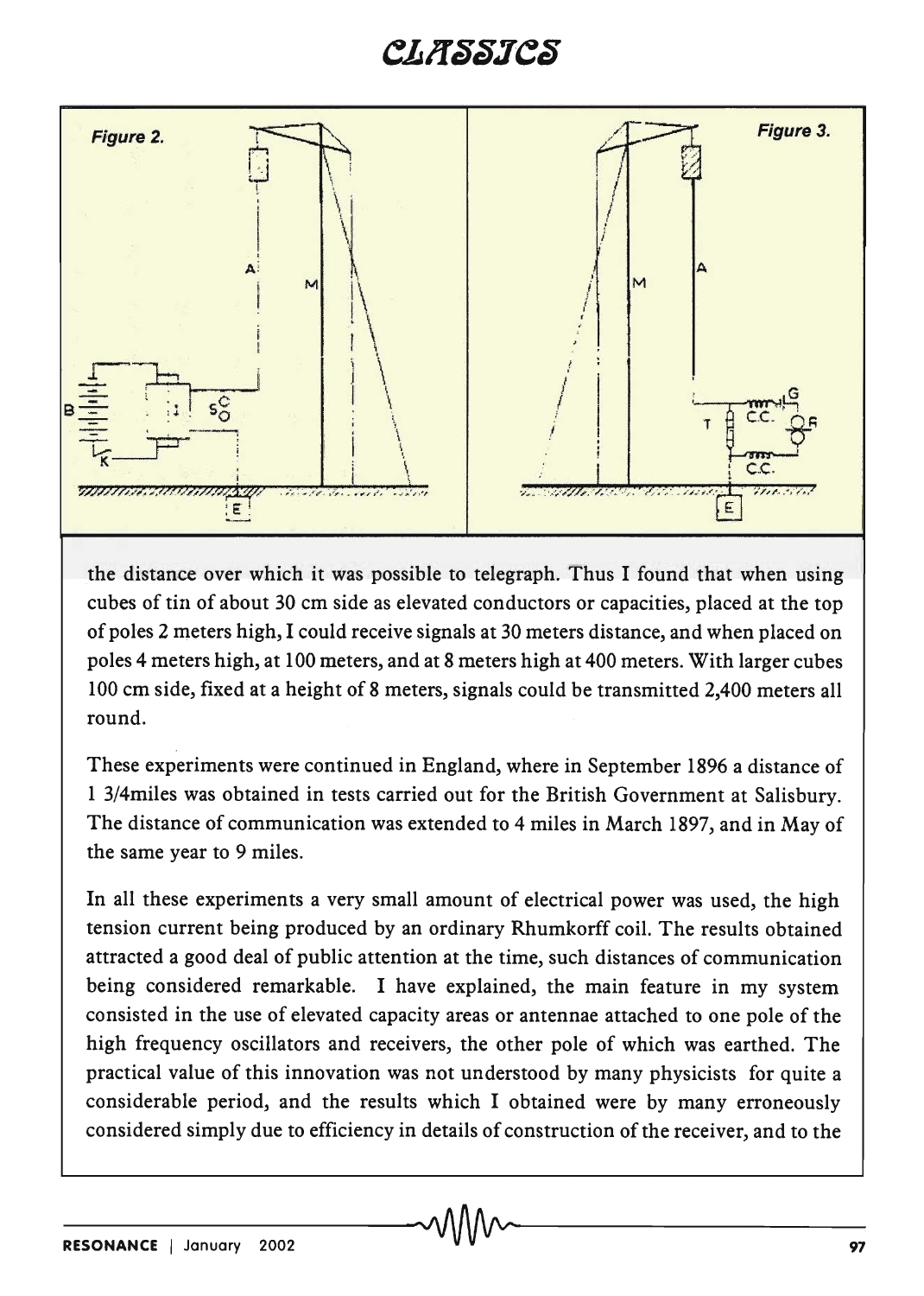Figure 2.

Figure 3.

the distance over which it was possible to telegraph. Thus I found that when using cubes of tin of about 30 cm side as elevated conductors or capacities, placed at the top of poles 2 meters high, I could receive signals at 30 meters distance, and when placed on poles 4 meters high, at 100 meters, and at 8 meters high at 400 meters. With larger cubes 100 cm side, fixed at a height of 8 meters, signals could be transmitted 2,400 meters all round.

These experiments were continued in England, where in September 1896 a distance of 1 3/4miles was obtained in tests carried out for the British Government at Salisbury. The distance of communication was extended to 4 miles in March 1897, and in May of the same year to 9 miles.

In all these experiments a very small amount of electrical power was used, the high tension current being produced by an ordinary Rhumkorff coil. The results obtained attracted a good deal of public attention at the time, such distances of communication being considered remarkable. I have explained, the main feature in my system consisted in the use of elevated capacity areas or antennae attached to one pole of the high frequency oscillators and receivers, the other pole of which was earthed. The practical value of this innovation was not understood by many physicists for quite a considerable period, and the results which I obtained were by many erroneously considered simply due to efficiency in details of construction of the receiver, and to the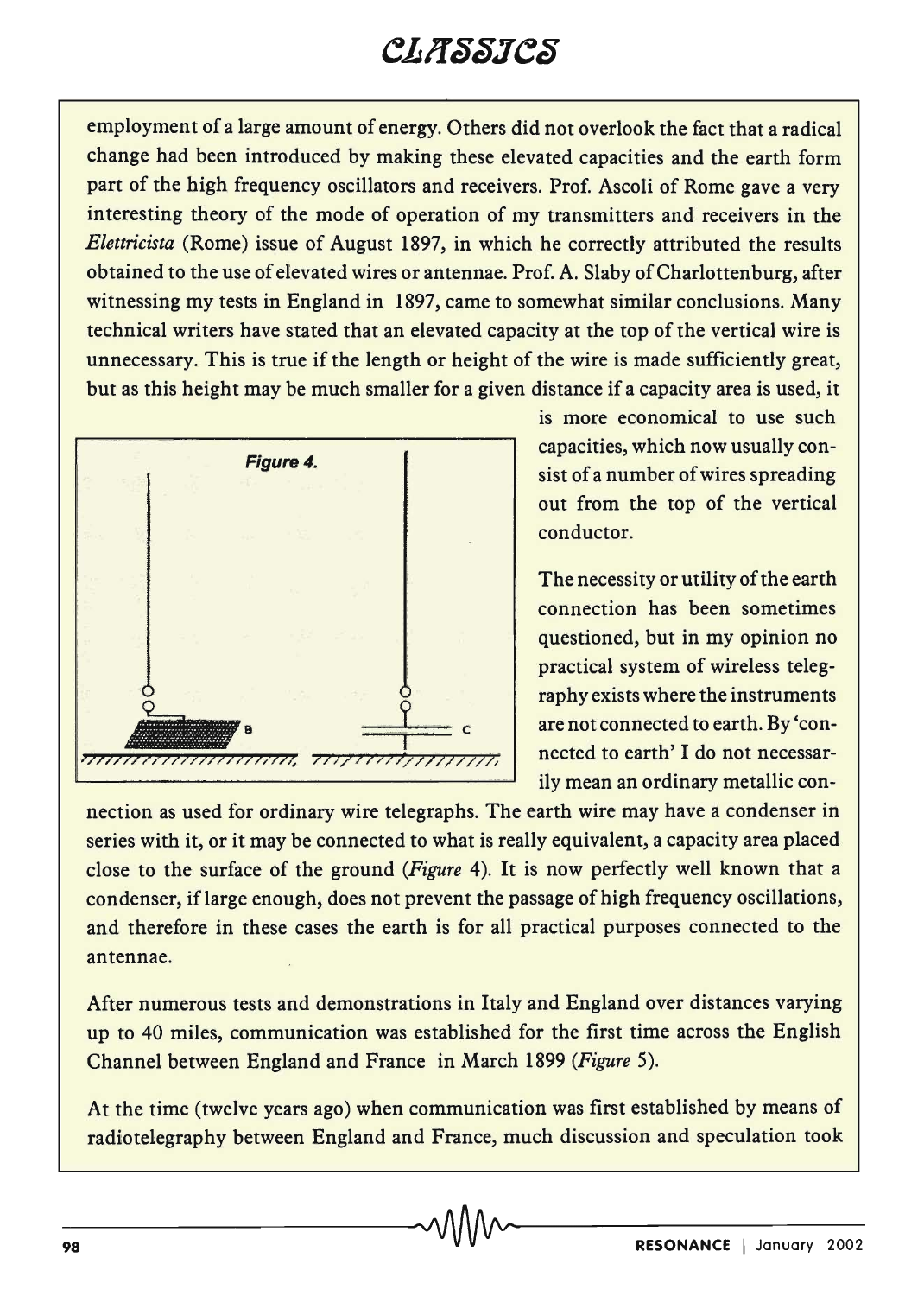employment of a large amount of energy. Others did not overlook the fact that a radical change had been introduced by making these elevated capacities and the earth form part of the high frequency oscillators and receivers. Prof. Ascoli of Rome gave a very interesting theory of the mode of operation of my transmitters and receivers in the *Elettricista* (Rome) issue of August 1897, in which he correctly attributed the results obtained to the use of elevated wires or antennae. Prof. A. Slaby of Charlottenburg, after witnessing my tests in England in 1897, came to somewhat similar conclusions. Many technical writers have stated that an elevated capacity at the top of the vertical wire is unnecessary. This is true if the length or height of the wire is made sufficiently great, but as this height may be much smaller for a given distance if a capacity area is used, it is more economical to use such capacities, which now usually consist of a number of wires spreading out from the top of the vertical conductor.

*Figure 4.*

B

C

The necessity or utility of the earth connection has been sometimes questioned, but in my opinion no practical system of wireless telegraphy exists where the instruments are not connected to earth. By 'connected to earth' I do not necessarily mean an ordinary metallic connection as used for ordinary wire telegraphs. The earth wire may have a condenser in series with it, or it may be connected to what is really equivalent, a capacity area placed close to the surface of the ground (*Figure* 4). It is now perfectly well known that a condenser, if large enough, does not prevent the passage of high frequency oscillations, and therefore in these cases the earth is for all practical purposes connected to the antennae.

After numerous tests and demonstrations in Italy and England over distances varying up to 40 miles, communication was established for the first time across the English Channel between England and France in March 1899 (*Figure* 5).

At the time (twelve years ago) when communication was first established by means of radiotelegraphy between England and France, much discussion and speculation took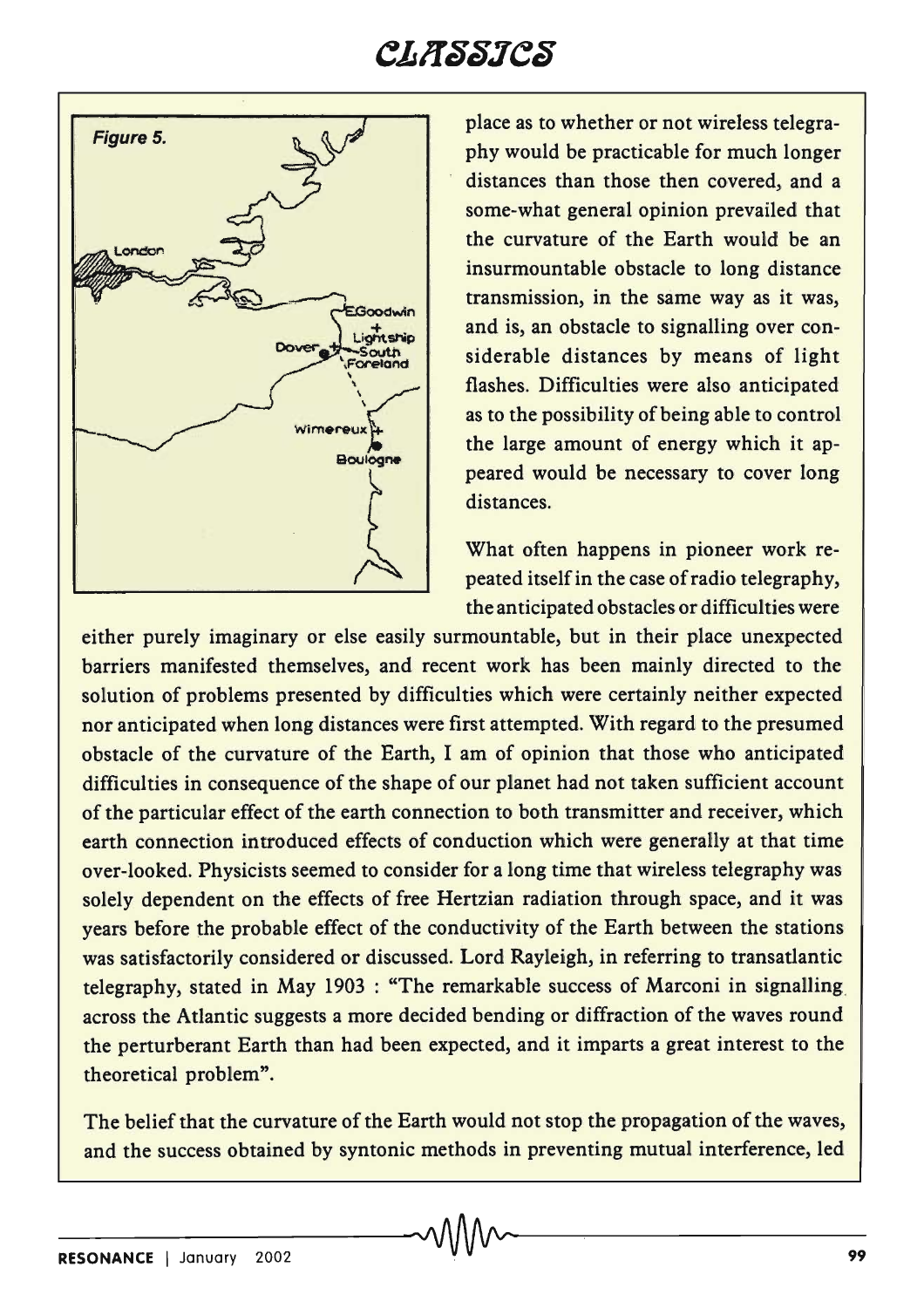Figure 5.

London

E.Goodwin

Lightship

Dover

South Foreland

Wimereux

Boulogne

place as to whether or not wireless telegraphy would be practicable for much longer distances than those then covered, and a some-what general opinion prevailed that the curvature of the Earth would be an insurmountable obstacle to long distance transmission, in the same way as it was, and is, an obstacle to signalling over considerable distances by means of light flashes. Difficulties were also anticipated as to the possibility of being able to control the large amount of energy which it appeared would be necessary to cover long distances.

What often happens in pioneer work repeated itself in the case of radio telegraphy, the anticipated obstacles or difficulties were either purely imaginary or else easily surmountable, but in their place unexpected barriers manifested themselves, and recent work has been mainly directed to the solution of problems presented by difficulties which were certainly neither expected nor anticipated when long distances were first attempted. With regard to the presumed obstacle of the curvature of the Earth, I am of opinion that those who anticipated difficulties in consequence of the shape of our planet had not taken sufficient account of the particular effect of the earth connection to both transmitter and receiver, which earth connection introduced effects of conduction which were generally at that time over-looked. Physicists seemed to consider for a long time that wireless telegraphy was solely dependent on the effects of free Hertzian radiation through space, and it was years before the probable effect of the conductivity of the Earth between the stations was satisfactorily considered or discussed. Lord Rayleigh, in referring to transatlantic telegraphy, stated in May 1903 : "The remarkable success of Marconi in signalling across the Atlantic suggests a more decided bending or diffraction of the waves round the perturberant Earth than had been expected, and it imparts a great interest to the theoretical problem".

The belief that the curvature of the Earth would not stop the propagation of the waves, and the success obtained by syntonic methods in preventing mutual interference, led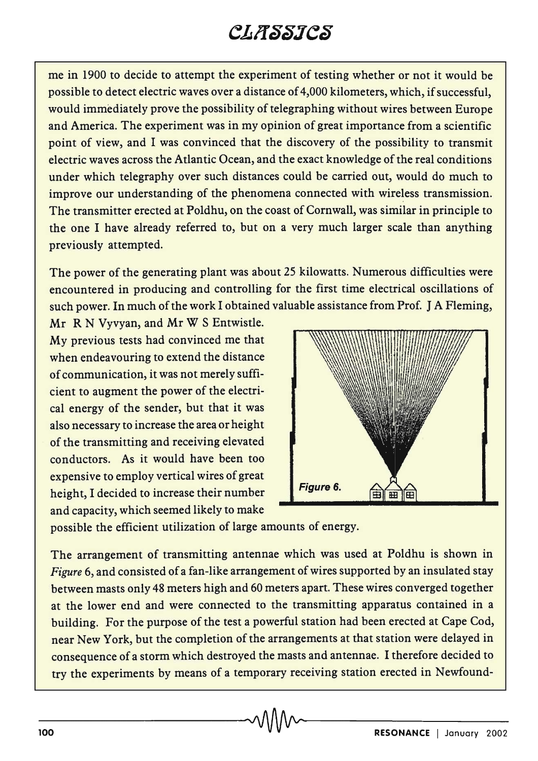me in 1900 to decide to attempt the experiment of testing whether or not it would be possible to detect electric waves over a distance of 4,000 kilometers, which, if successful, would immediately prove the possibility of telegraphing without wires between Europe and America. The experiment was in my opinion of great importance from a scientific point of view, and I was convinced that the discovery of the possibility to transmit electric waves across the Atlantic Ocean, and the exact knowledge of the real conditions under which telegraphy over such distances could be carried out, would do much to improve our understanding of the phenomena connected with wireless transmission. The transmitter erected at Poldhu, on the coast of Cornwall, was similar in principle to the one I have already referred to, but on a very much larger scale than anything previously attempted.

The power of the generating plant was about 25 kilowatts. Numerous difficulties were encountered in producing and controlling for the first time electrical oscillations of such power. In much of the work I obtained valuable assistance from Prof. J A Fleming, Mr R N Vyvyan, and Mr W S Entwistle. My previous tests had convinced me that when endeavouring to extend the distance of communication, it was not merely sufficient to augment the power of the electrical energy of the sender, but that it was also necessary to increase the area or height of the transmitting and receiving elevated conductors. As it would have been too expensive to employ vertical wires of great height, I decided to increase their number and capacity, which seemed likely to make possible the efficient utilization of large amounts of energy.

*Figure 6.*

The arrangement of transmitting antennae which was used at Poldhu is shown in *Figure* 6, and consisted of a fan-like arrangement of wires supported by an insulated stay between masts only 48 meters high and 60 meters apart. These wires converged together at the lower end and were connected to the transmitting apparatus contained in a building. For the purpose of the test a powerful station had been erected at Cape Cod, near New York, but the completion of the arrangements at that station were delayed in consequence of a storm which destroyed the masts and antennae. I therefore decided to try the experiments by means of a temporary receiving station erected in Newfound-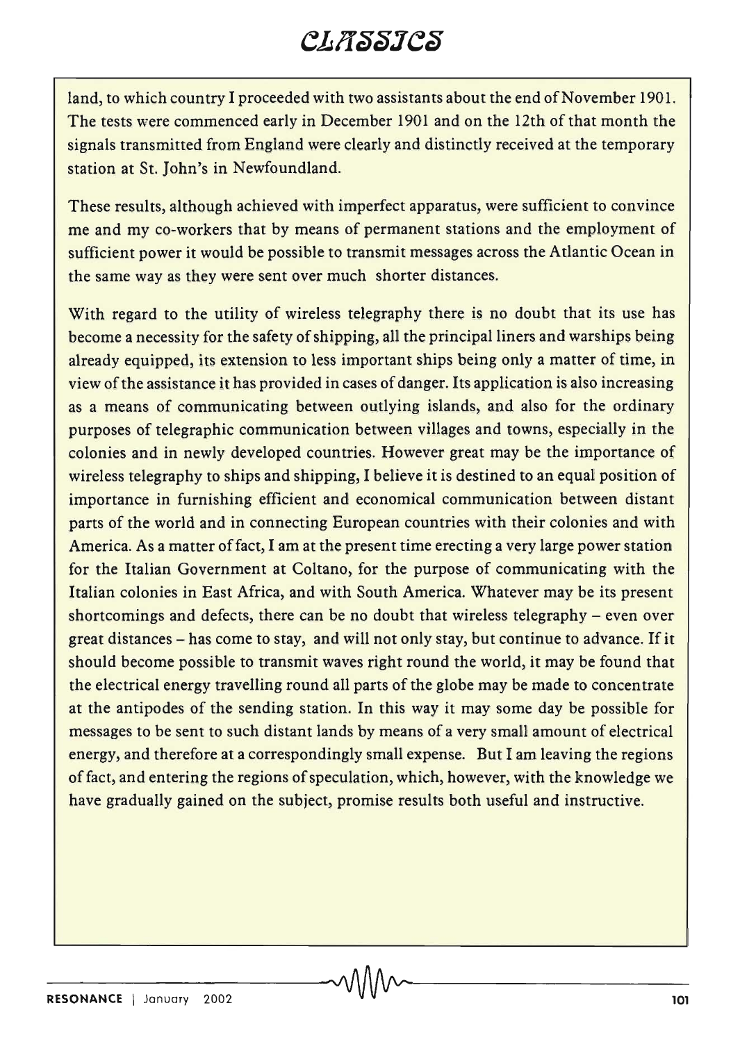land, to which country I proceeded with two assistants about the end of November 1901. The tests were commenced early in December 1901 and on the 12th of that month the signals transmitted from England were clearly and distinctly received at the temporary station at St. John's in Newfoundland.

These results, although achieved with imperfect apparatus, were sufficient to convince me and my co-workers that by means of permanent stations and the employment of sufficient power it would be possible to transmit messages across the Atlantic Ocean in the same way as they were sent over much shorter distances.

With regard to the utility of wireless telegraphy there is no doubt that its use has become a necessity for the safety of shipping, all the principal liners and warships being already equipped, its extension to less important ships being only a matter of time, in view of the assistance it has provided in cases of danger. Its application is also increasing as a means of communicating between outlying islands, and also for the ordinary purposes of telegraphic communication between villages and towns, especially in the colonies and in newly developed countries. However great may be the importance of wireless telegraphy to ships and shipping, I believe it is destined to an equal position of importance in furnishing efficient and economical communication between distant parts of the world and in connecting European countries with their colonies and with America. As a matter of fact, I am at the present time erecting a very large power station for the Italian Government at Coltano, for the purpose of communicating with the Italian colonies in East Africa, and with South America. Whatever may be its present shortcomings and defects, there can be no doubt that wireless telegraphy – even over great distances – has come to stay, and will not only stay, but continue to advance. If it should become possible to transmit waves right round the world, it may be found that the electrical energy travelling round all parts of the globe may be made to concentrate at the antipodes of the sending station. In this way it may some day be possible for messages to be sent to such distant lands by means of a very small amount of electrical energy, and therefore at a correspondingly small expense. But I am leaving the regions of fact, and entering the regions of speculation, which, however, with the knowledge we have gradually gained on the subject, promise results both useful and instructive.